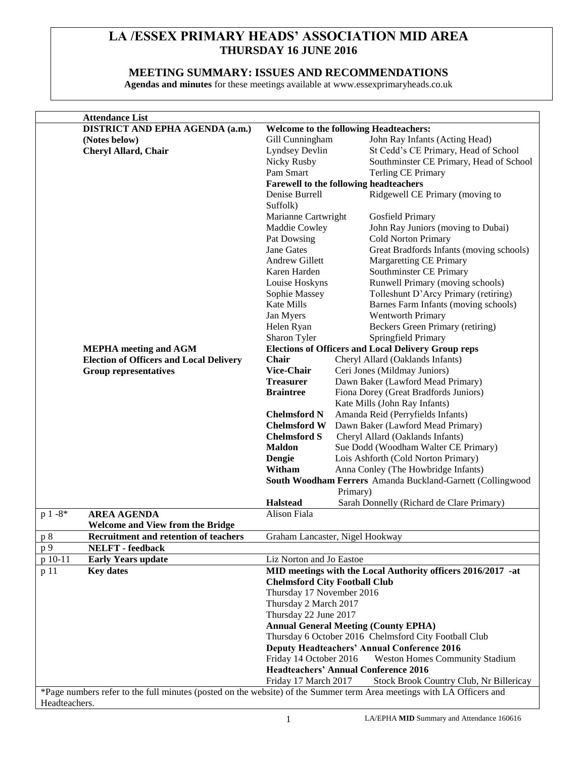# LA /ESSEX PRIMARY HEADS' ASSOCIATION MID AREA
## THURSDAY 16 JUNE 2016

### MEETING SUMMARY: ISSUES AND RECOMMENDATIONS

**Agendas and minutes** for these meetings available at www.essexprimaryheads.co.uk

| | **Attendance List** | |
|---|---|---|
| | **DISTRICT AND EPHA AGENDA (a.m.)** <br> **(Notes below)** <br> **Cheryl Allard, Chair** | **Welcome to the following Headteachers:** <br> Gill Cunningham — John Ray Infants (Acting Head) <br> Lyndsey Devlin — St Cedd's CE Primary, Head of School <br> Nicky Rusby — Southminster CE Primary, Head of School <br> Pam Smart — Terling CE Primary <br> **Farewell to the following headteachers** <br> Denise Burrell — Ridgewell CE Primary (moving to Suffolk) <br> Marianne Cartwright — Gosfield Primary <br> Maddie Cowley — John Ray Juniors (moving to Dubai) <br> Pat Dowsing — Cold Norton Primary <br> Jane Gates — Great Bradfords Infants (moving schools) <br> Andrew Gillett — Margaretting CE Primary <br> Karen Harden — Southminster CE Primary <br> Louise Hoskyns — Runwell Primary (moving schools) <br> Sophie Massey — Tolleshunt D'Arcy Primary (retiring) <br> Kate Mills — Barnes Farm Infants (moving schools) <br> Jan Myers — Wentworth Primary <br> Helen Ryan — Beckers Green Primary (retiring) <br> Sharon Tyler — Springfield Primary |
| | **MEPHA meeting and AGM** <br> **Election of Officers and Local Delivery Group representatives** | **Elections of Officers and Local Delivery Group reps** <br> **Chair** — Cheryl Allard (Oaklands Infants) <br> **Vice-Chair** — Ceri Jones (Mildmay Juniors) <br> **Treasurer** — Dawn Baker (Lawford Mead Primary) <br> **Braintree** — Fiona Dorey (Great Bradfords Juniors), Kate Mills (John Ray Infants) <br> **Chelmsford N** — Amanda Reid (Perryfields Infants) <br> **Chelmsford W** — Dawn Baker (Lawford Mead Primary) <br> **Chelmsford S** — Cheryl Allard (Oaklands Infants) <br> **Maldon** — Sue Dodd (Woodham Walter CE Primary) <br> **Dengie** — Lois Ashforth (Cold Norton Primary) <br> **Witham** — Anna Conley (The Howbridge Infants) <br> **South Woodham Ferrers** — Amanda Buckland-Garnett (Collingwood Primary) <br> **Halstead** — Sarah Donnelly (Richard de Clare Primary) |
| p 1 -8* | **AREA AGENDA** <br> **Welcome and View from the Bridge** | Alison Fiala |
| p 8 | **Recruitment and retention of teachers** | Graham Lancaster, Nigel Hookway |
| p 9 | **NELFT - feedback** | |
| p 10-11 | **Early Years update** | Liz Norton and Jo Eastoe |
| p 11 | **Key dates** | **MID meetings with the Local Authority officers 2016/2017 -at Chelmsford City Football Club** <br> Thursday 17 November 2016 <br> Thursday 2 March 2017 <br> Thursday 22 June 2017 <br> **Annual General Meeting (County EPHA)** <br> Thursday 6 October 2016 Chelmsford City Football Club <br> **Deputy Headteachers' Annual Conference 2016** <br> Friday 14 October 2016 — Weston Homes Community Stadium <br> **Headteachers' Annual Conference 2016** <br> Friday 17 March 2017 — Stock Brook Country Club, Nr Billericay |

*Page numbers refer to the full minutes (posted on the website) of the Summer term Area meetings with LA Officers and Headteachers.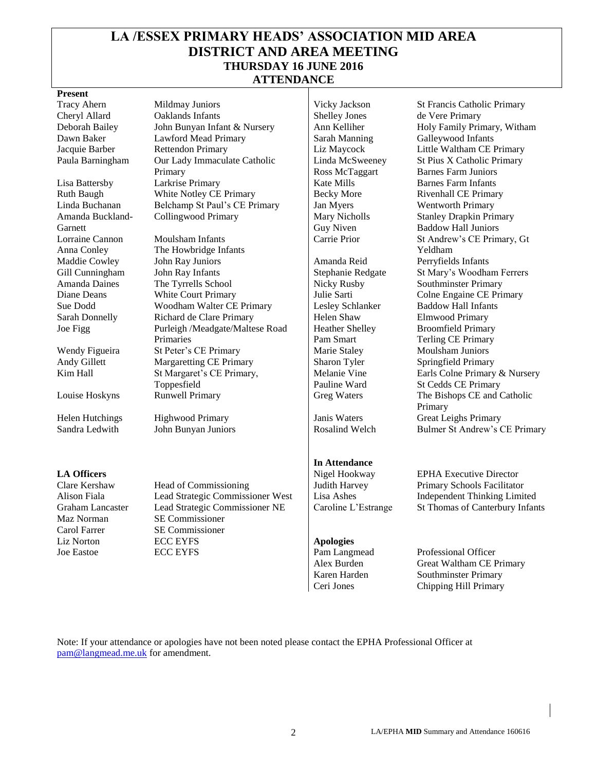# LA /ESSEX PRIMARY HEADS' ASSOCIATION MID AREA
# DISTRICT AND AREA MEETING
## THURSDAY 16 JUNE 2016
## ATTENDANCE

**Present**

| Name | School |
|---|---|
| Tracy Ahern | Mildmay Juniors |
| Cheryl Allard | Oaklands Infants |
| Deborah Bailey | John Bunyan Infant & Nursery |
| Dawn Baker | Lawford Mead Primary |
| Jacquie Barber | Rettendon Primary |
| Paula Barningham | Our Lady Immaculate Catholic Primary |
| Lisa Battersby | Larkrise Primary |
| Ruth Baugh | White Notley CE Primary |
| Linda Buchanan | Belchamp St Paul's CE Primary |
| Amanda Buckland-Garnett | Collingwood Primary |
| Lorraine Cannon | Moulsham Infants |
| Anna Conley | The Howbridge Infants |
| Maddie Cowley | John Ray Juniors |
| Gill Cunningham | John Ray Infants |
| Amanda Daines | The Tyrrells School |
| Diane Deans | White Court Primary |
| Sue Dodd | Woodham Walter CE Primary |
| Sarah Donnelly | Richard de Clare Primary |
| Joe Figg | Purleigh /Meadgate/Maltese Road Primaries |
| Wendy Figueira | St Peter's CE Primary |
| Andy Gillett | Margaretting CE Primary |
| Kim Hall | St Margaret's CE Primary, Toppesfield |
| Louise Hoskyns | Runwell Primary |
| Helen Hutchings | Highwood Primary |
| Sandra Ledwith | John Bunyan Juniors |
| Vicky Jackson | St Francis Catholic Primary |
| Shelley Jones | de Vere Primary |
| Ann Kelliher | Holy Family Primary, Witham |
| Sarah Manning | Galleywood Infants |
| Liz Maycock | Little Waltham CE Primary |
| Linda McSweeney | St Pius X Catholic Primary |
| Ross McTaggart | Barnes Farm Juniors |
| Kate Mills | Barnes Farm Infants |
| Becky More | Rivenhall CE Primary |
| Jan Myers | Wentworth Primary |
| Mary Nicholls | Stanley Drapkin Primary |
| Guy Niven | Baddow Hall Juniors |
| Carrie Prior | St Andrew's CE Primary, Gt Yeldham |
| Amanda Reid | Perryfields Infants |
| Stephanie Redgate | St Mary's Woodham Ferrers |
| Nicky Rusby | Southminster Primary |
| Julie Sarti | Colne Engaine CE Primary |
| Lesley Schlanker | Baddow Hall Infants |
| Helen Shaw | Elmwood Primary |
| Heather Shelley | Broomfield Primary |
| Pam Smart | Terling CE Primary |
| Marie Staley | Moulsham Juniors |
| Sharon Tyler | Springfield Primary |
| Melanie Vine | Earls Colne Primary & Nursery |
| Pauline Ward | St Cedds CE Primary |
| Greg Waters | The Bishops CE and Catholic Primary |
| Janis Waters | Great Leighs Primary |
| Rosalind Welch | Bulmer St Andrew's CE Primary |

**LA Officers**

| Name | Role |
|---|---|
| Clare Kershaw | Head of Commissioning |
| Alison Fiala | Lead Strategic Commissioner West |
| Graham Lancaster | Lead Strategic Commissioner NE |
| Maz Norman | SE Commissioner |
| Carol Farrer | SE Commissioner |
| Liz Norton | ECC EYFS |
| Joe Eastoe | ECC EYFS |

**In Attendance**

| Name | Role |
|---|---|
| Nigel Hookway | EPHA Executive Director |
| Judith Harvey | Primary Schools Facilitator |
| Lisa Ashes | Independent Thinking Limited |
| Caroline L'Estrange | St Thomas of Canterbury Infants |

**Apologies**

| Name | Role |
|---|---|
| Pam Langmead | Professional Officer |
| Alex Burden | Great Waltham CE Primary |
| Karen Harden | Southminster Primary |
| Ceri Jones | Chipping Hill Primary |

Note: If your attendance or apologies have not been noted please contact the EPHA Professional Officer at pam@langmead.me.uk for amendment.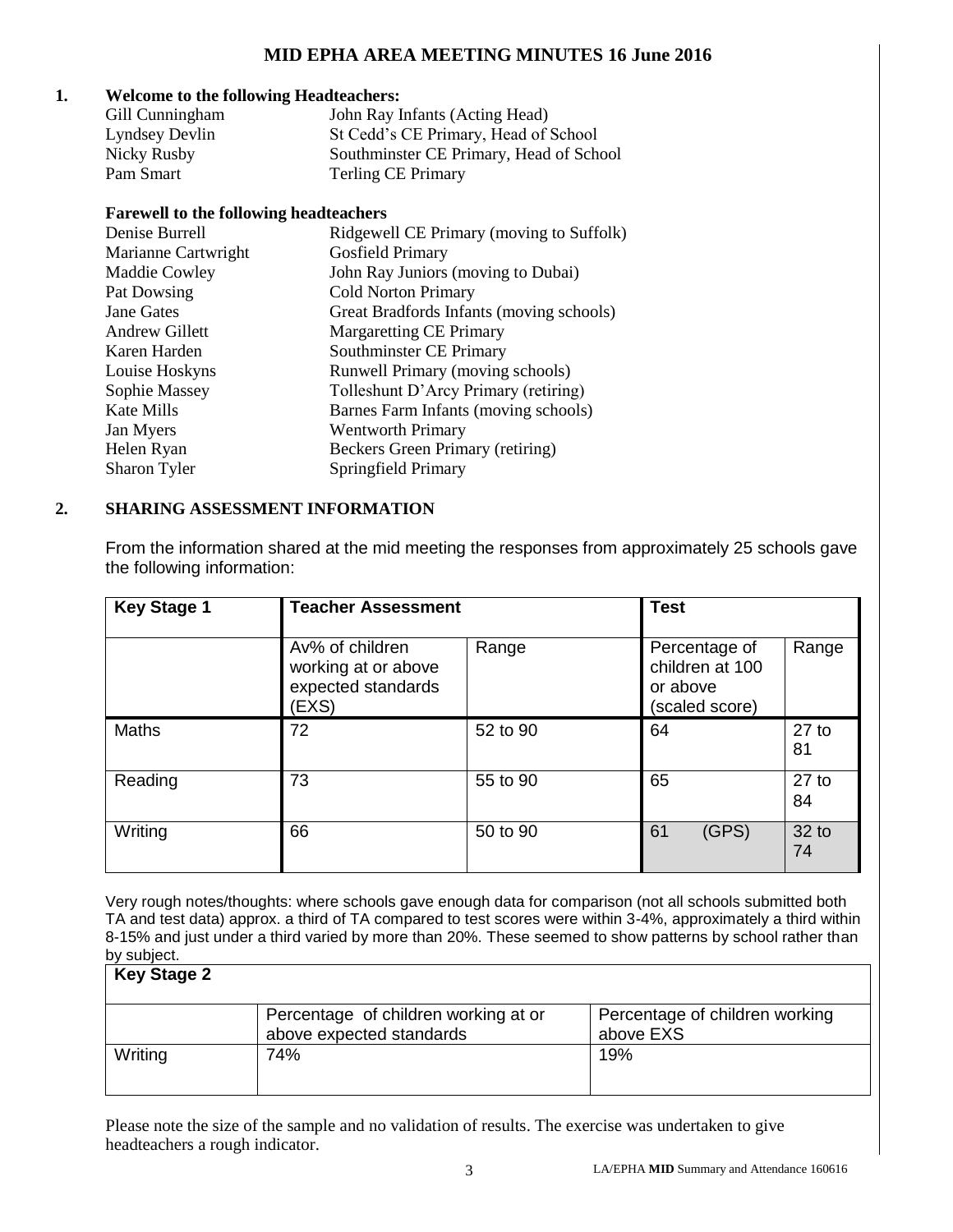# MID EPHA AREA MEETING MINUTES 16 June 2016

## 1. Welcome to the following Headteachers:

| | |
|---|---|
| Gill Cunningham | John Ray Infants (Acting Head) |
| Lyndsey Devlin | St Cedd's CE Primary, Head of School |
| Nicky Rusby | Southminster CE Primary, Head of School |
| Pam Smart | Terling CE Primary |

**Farewell to the following headteachers**

| | |
|---|---|
| Denise Burrell | Ridgewell CE Primary (moving to Suffolk) |
| Marianne Cartwright | Gosfield Primary |
| Maddie Cowley | John Ray Juniors (moving to Dubai) |
| Pat Dowsing | Cold Norton Primary |
| Jane Gates | Great Bradfords Infants (moving schools) |
| Andrew Gillett | Margaretting CE Primary |
| Karen Harden | Southminster CE Primary |
| Louise Hoskyns | Runwell Primary (moving schools) |
| Sophie Massey | Tolleshunt D'Arcy Primary (retiring) |
| Kate Mills | Barnes Farm Infants (moving schools) |
| Jan Myers | Wentworth Primary |
| Helen Ryan | Beckers Green Primary (retiring) |
| Sharon Tyler | Springfield Primary |

## 2. SHARING ASSESSMENT INFORMATION

From the information shared at the mid meeting the responses from approximately 25 schools gave the following information:

| Key Stage 1 | Teacher Assessment | | Test | |
|---|---|---|---|---|
| | Av% of children working at or above expected standards (EXS) | Range | Percentage of children at 100 or above (scaled score) | Range |
| Maths | 72 | 52 to 90 | 64 | 27 to 81 |
| Reading | 73 | 55 to 90 | 65 | 27 to 84 |
| Writing | 66 | 50 to 90 | 61 (GPS) | 32 to 74 |

Very rough notes/thoughts: where schools gave enough data for comparison (not all schools submitted both TA and test data) approx. a third of TA compared to test scores were within 3-4%, approximately a third within 8-15% and just under a third varied by more than 20%. These seemed to show patterns by school rather than by subject.

| Key Stage 2 | | |
|---|---|---|
| | Percentage of children working at or above expected standards | Percentage of children working above EXS |
| Writing | 74% | 19% |

Please note the size of the sample and no validation of results. The exercise was undertaken to give headteachers a rough indicator.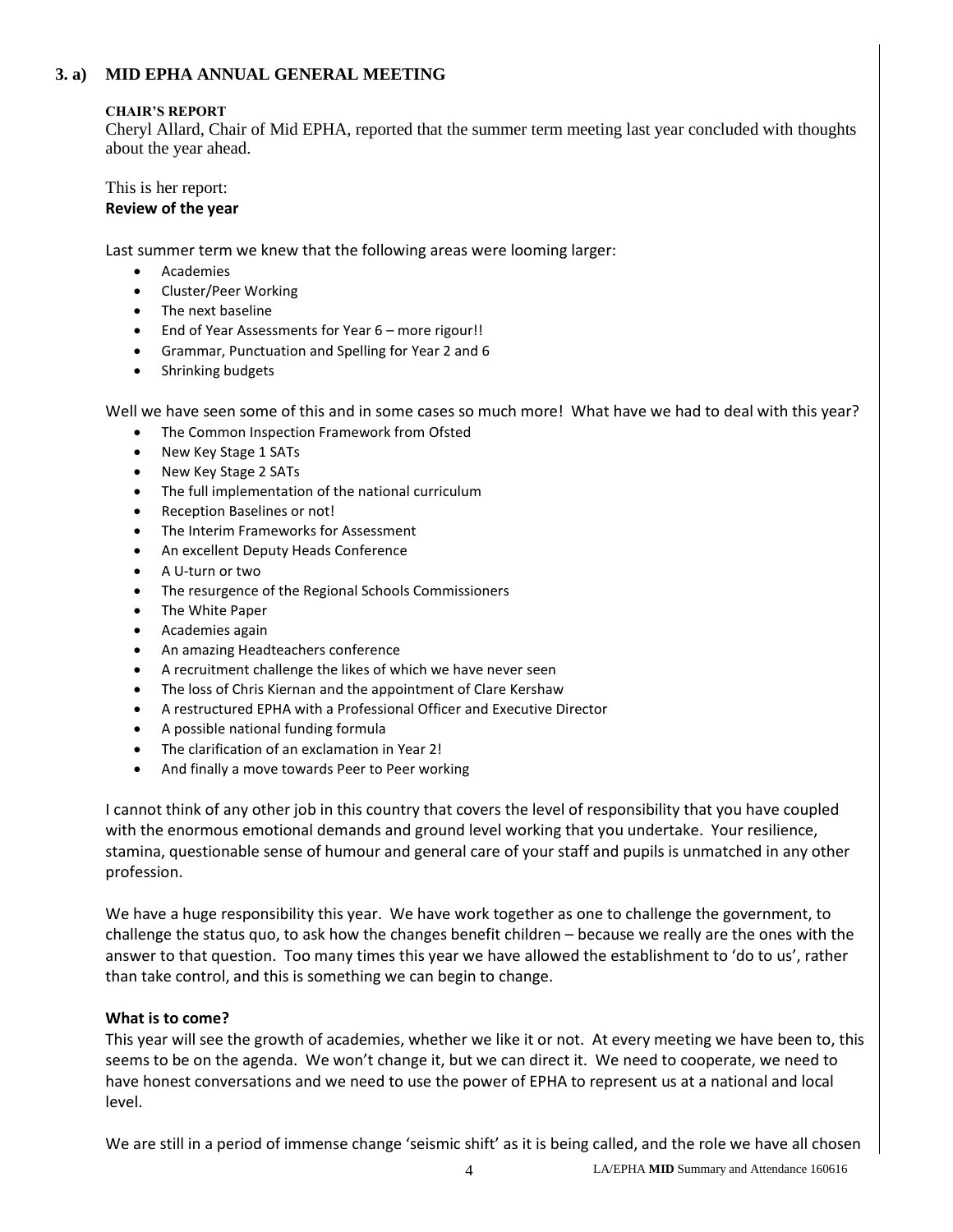## 3. a) MID EPHA ANNUAL GENERAL MEETING

**CHAIR'S REPORT**

Cheryl Allard, Chair of Mid EPHA, reported that the summer term meeting last year concluded with thoughts about the year ahead.

This is her report:

**Review of the year**

Last summer term we knew that the following areas were looming larger:

- Academies
- Cluster/Peer Working
- The next baseline
- End of Year Assessments for Year 6 – more rigour!!
- Grammar, Punctuation and Spelling for Year 2 and 6
- Shrinking budgets

Well we have seen some of this and in some cases so much more! What have we had to deal with this year?

- The Common Inspection Framework from Ofsted
- New Key Stage 1 SATs
- New Key Stage 2 SATs
- The full implementation of the national curriculum
- Reception Baselines or not!
- The Interim Frameworks for Assessment
- An excellent Deputy Heads Conference
- A U-turn or two
- The resurgence of the Regional Schools Commissioners
- The White Paper
- Academies again
- An amazing Headteachers conference
- A recruitment challenge the likes of which we have never seen
- The loss of Chris Kiernan and the appointment of Clare Kershaw
- A restructured EPHA with a Professional Officer and Executive Director
- A possible national funding formula
- The clarification of an exclamation in Year 2!
- And finally a move towards Peer to Peer working

I cannot think of any other job in this country that covers the level of responsibility that you have coupled with the enormous emotional demands and ground level working that you undertake. Your resilience, stamina, questionable sense of humour and general care of your staff and pupils is unmatched in any other profession.

We have a huge responsibility this year. We have work together as one to challenge the government, to challenge the status quo, to ask how the changes benefit children – because we really are the ones with the answer to that question. Too many times this year we have allowed the establishment to 'do to us', rather than take control, and this is something we can begin to change.

**What is to come?**

This year will see the growth of academies, whether we like it or not. At every meeting we have been to, this seems to be on the agenda. We won't change it, but we can direct it. We need to cooperate, we need to have honest conversations and we need to use the power of EPHA to represent us at a national and local level.

We are still in a period of immense change 'seismic shift' as it is being called, and the role we have all chosen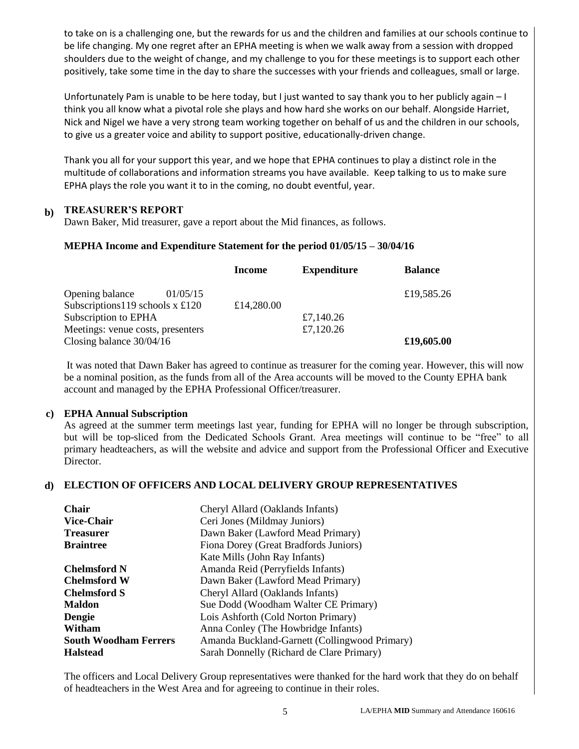to take on is a challenging one, but the rewards for us and the children and families at our schools continue to be life changing. My one regret after an EPHA meeting is when we walk away from a session with dropped shoulders due to the weight of change, and my challenge to you for these meetings is to support each other positively, take some time in the day to share the successes with your friends and colleagues, small or large.

Unfortunately Pam is unable to be here today, but I just wanted to say thank you to her publicly again – I think you all know what a pivotal role she plays and how hard she works on our behalf. Alongside Harriet, Nick and Nigel we have a very strong team working together on behalf of us and the children in our schools, to give us a greater voice and ability to support positive, educationally-driven change.

Thank you all for your support this year, and we hope that EPHA continues to play a distinct role in the multitude of collaborations and information streams you have available. Keep talking to us to make sure EPHA plays the role you want it to in the coming, no doubt eventful, year.

**b) TREASURER'S REPORT**

Dawn Baker, Mid treasurer, gave a report about the Mid finances, as follows.

**MEPHA Income and Expenditure Statement for the period 01/05/15 – 30/04/16**

| | **Income** | **Expenditure** | **Balance** |
|---|---|---|---|
| Opening balance 01/05/15 | | | £19,585.26 |
| Subscriptions119 schools x £120 | £14,280.00 | | |
| Subscription to EPHA | | £7,140.26 | |
| Meetings: venue costs, presenters | | £7,120.26 | |
| Closing balance 30/04/16 | | | **£19,605.00** |

It was noted that Dawn Baker has agreed to continue as treasurer for the coming year. However, this will now be a nominal position, as the funds from all of the Area accounts will be moved to the County EPHA bank account and managed by the EPHA Professional Officer/treasurer.

**c) EPHA Annual Subscription**

As agreed at the summer term meetings last year, funding for EPHA will no longer be through subscription, but will be top-sliced from the Dedicated Schools Grant. Area meetings will continue to be "free" to all primary headteachers, as will the website and advice and support from the Professional Officer and Executive Director.

**d) ELECTION OF OFFICERS AND LOCAL DELIVERY GROUP REPRESENTATIVES**

| | |
|---|---|
| **Chair** | Cheryl Allard (Oaklands Infants) |
| **Vice-Chair** | Ceri Jones (Mildmay Juniors) |
| **Treasurer** | Dawn Baker (Lawford Mead Primary) |
| **Braintree** | Fiona Dorey (Great Bradfords Juniors) |
| | Kate Mills (John Ray Infants) |
| **Chelmsford N** | Amanda Reid (Perryfields Infants) |
| **Chelmsford W** | Dawn Baker (Lawford Mead Primary) |
| **Chelmsford S** | Cheryl Allard (Oaklands Infants) |
| **Maldon** | Sue Dodd (Woodham Walter CE Primary) |
| **Dengie** | Lois Ashforth (Cold Norton Primary) |
| **Witham** | Anna Conley (The Howbridge Infants) |
| **South Woodham Ferrers** | Amanda Buckland-Garnett (Collingwood Primary) |
| **Halstead** | Sarah Donnelly (Richard de Clare Primary) |

The officers and Local Delivery Group representatives were thanked for the hard work that they do on behalf of headteachers in the West Area and for agreeing to continue in their roles.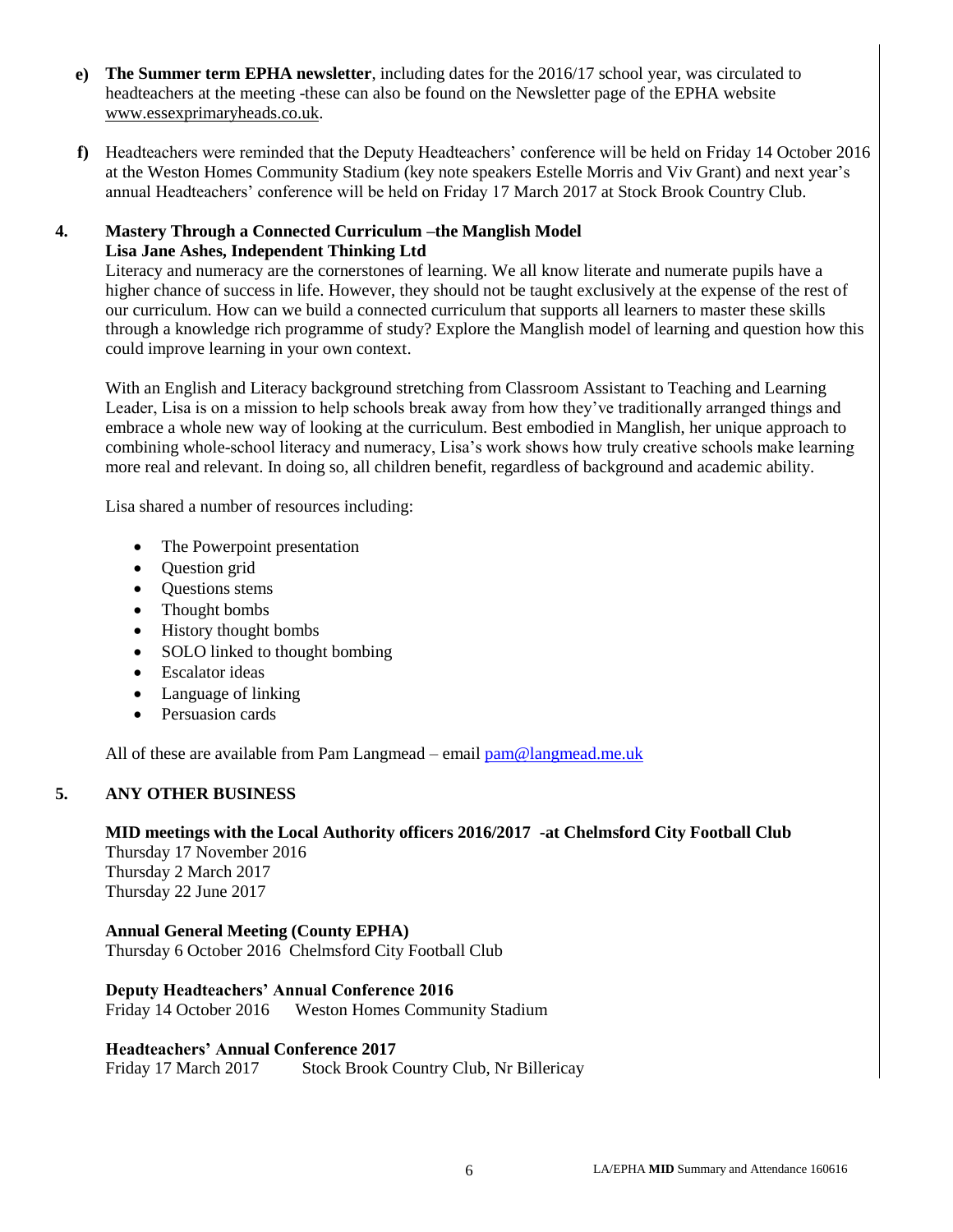e) **The Summer term EPHA newsletter**, including dates for the 2016/17 school year, was circulated to headteachers at the meeting -these can also be found on the Newsletter page of the EPHA website www.essexprimaryheads.co.uk.

f) Headteachers were reminded that the Deputy Headteachers' conference will be held on Friday 14 October 2016 at the Weston Homes Community Stadium (key note speakers Estelle Morris and Viv Grant) and next year's annual Headteachers' conference will be held on Friday 17 March 2017 at Stock Brook Country Club.

## 4. Mastery Through a Connected Curriculum –the Manglish Model

**Lisa Jane Ashes, Independent Thinking Ltd**

Literacy and numeracy are the cornerstones of learning. We all know literate and numerate pupils have a higher chance of success in life. However, they should not be taught exclusively at the expense of the rest of our curriculum. How can we build a connected curriculum that supports all learners to master these skills through a knowledge rich programme of study? Explore the Manglish model of learning and question how this could improve learning in your own context.

With an English and Literacy background stretching from Classroom Assistant to Teaching and Learning Leader, Lisa is on a mission to help schools break away from how they've traditionally arranged things and embrace a whole new way of looking at the curriculum. Best embodied in Manglish, her unique approach to combining whole-school literacy and numeracy, Lisa's work shows how truly creative schools make learning more real and relevant. In doing so, all children benefit, regardless of background and academic ability.

Lisa shared a number of resources including:

- The Powerpoint presentation
- Question grid
- Questions stems
- Thought bombs
- History thought bombs
- SOLO linked to thought bombing
- Escalator ideas
- Language of linking
- Persuasion cards

All of these are available from Pam Langmead – email pam@langmead.me.uk

## 5. ANY OTHER BUSINESS

**MID meetings with the Local Authority officers 2016/2017 -at Chelmsford City Football Club**

Thursday 17 November 2016
Thursday 2 March 2017
Thursday 22 June 2017

**Annual General Meeting (County EPHA)**

Thursday 6 October 2016 Chelmsford City Football Club

**Deputy Headteachers' Annual Conference 2016**

Friday 14 October 2016 Weston Homes Community Stadium

**Headteachers' Annual Conference 2017**

Friday 17 March 2017 Stock Brook Country Club, Nr Billericay